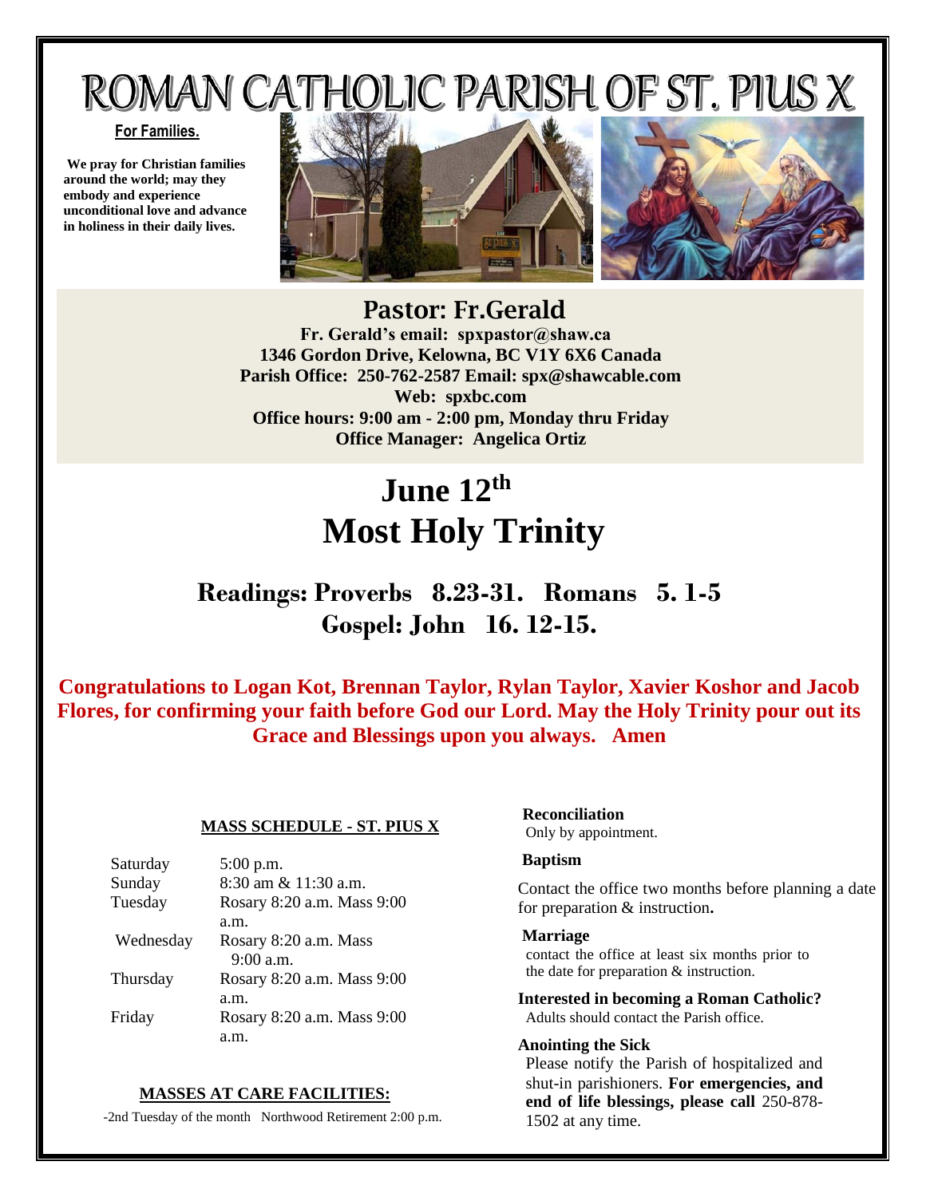# ROMAN CATHOLIC PARISH OF ST. PIUS X

**For Families.**

**We pray for Christian families around the world; may they embody and experience unconditional love and advance in holiness in their daily lives.**

## Pastor: Fr.Gerald

**Fr. Gerald's email: spxpastor@shaw.ca**
**1346 Gordon Drive, Kelowna, BC V1Y 6X6 Canada**
**Parish Office: 250-762-2587 Email: spx@shawcable.com**
**Web: spxbc.com**
**Office hours: 9:00 am - 2:00 pm, Monday thru Friday**
**Office Manager: Angelica Ortiz**

# June 12th
# Most Holy Trinity

## Readings: Proverbs 8.23-31. Romans 5. 1-5
## Gospel: John 16. 12-15.

**Congratulations to Logan Kot, Brennan Taylor, Rylan Taylor, Xavier Koshor and Jacob Flores, for confirming your faith before God our Lord. May the Holy Trinity pour out its Grace and Blessings upon you always. Amen**

**MASS SCHEDULE - ST. PIUS X**

| | |
|---|---|
| Saturday | 5:00 p.m. |
| Sunday | 8:30 am & 11:30 a.m. |
| Tuesday | Rosary 8:20 a.m. Mass 9:00 a.m. |
| Wednesday | Rosary 8:20 a.m. Mass 9:00 a.m. |
| Thursday | Rosary 8:20 a.m. Mass 9:00 a.m. |
| Friday | Rosary 8:20 a.m. Mass 9:00 a.m. |

**MASSES AT CARE FACILITIES:**

-2nd Tuesday of the month Northwood Retirement 2:00 p.m.

**Reconciliation**
Only by appointment.

**Baptism**
Contact the office two months before planning a date for preparation & instruction**.**

**Marriage**
contact the office at least six months prior to the date for preparation & instruction.

**Interested in becoming a Roman Catholic?**
Adults should contact the Parish office.

**Anointing the Sick**
Please notify the Parish of hospitalized and shut-in parishioners. **For emergencies, and end of life blessings, please call** 250-878-1502 at any time.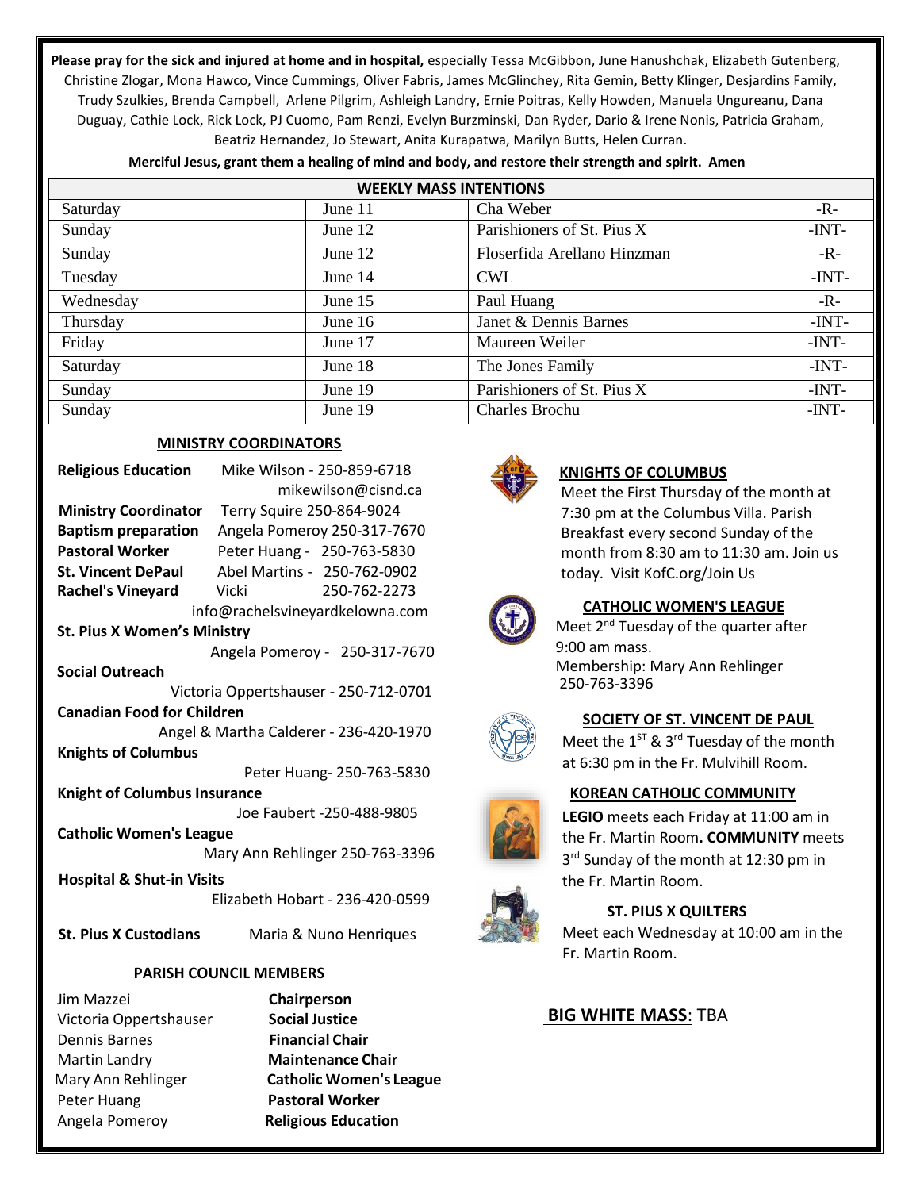**Please pray for the sick and injured at home and in hospital,** especially Tessa McGibbon, June Hanushchak, Elizabeth Gutenberg, Christine Zlogar, Mona Hawco, Vince Cummings, Oliver Fabris, James McGlinchey, Rita Gemin, Betty Klinger, Desjardins Family, Trudy Szulkies, Brenda Campbell, Arlene Pilgrim, Ashleigh Landry, Ernie Poitras, Kelly Howden, Manuela Ungureanu, Dana Duguay, Cathie Lock, Rick Lock, PJ Cuomo, Pam Renzi, Evelyn Burzminski, Dan Ryder, Dario & Irene Nonis, Patricia Graham, Beatriz Hernandez, Jo Stewart, Anita Kurapatwa, Marilyn Butts, Helen Curran.

**Merciful Jesus, grant them a healing of mind and body, and restore their strength and spirit. Amen**

| WEEKLY MASS INTENTIONS | | | |
|---|---|---|---|
| Saturday | June 11 | Cha Weber | -R- |
| Sunday | June 12 | Parishioners of St. Pius X | -INT- |
| Sunday | June 12 | Floserfida Arellano Hinzman | -R- |
| Tuesday | June 14 | CWL | -INT- |
| Wednesday | June 15 | Paul Huang | -R- |
| Thursday | June 16 | Janet & Dennis Barnes | -INT- |
| Friday | June 17 | Maureen Weiler | -INT- |
| Saturday | June 18 | The Jones Family | -INT- |
| Sunday | June 19 | Parishioners of St. Pius X | -INT- |
| Sunday | June 19 | Charles Brochu | -INT- |

## MINISTRY COORDINATORS

**Religious Education** Mike Wilson - 250-859-6718 mikewilson@cisnd.ca
**Ministry Coordinator** Terry Squire 250-864-9024
**Baptism preparation** Angela Pomeroy 250-317-7670
**Pastoral Worker** Peter Huang - 250-763-5830
**St. Vincent DePaul** Abel Martins - 250-762-0902
**Rachel's Vineyard** Vicki 250-762-2273 info@rachelsvineyardkelowna.com
**St. Pius X Women's Ministry** Angela Pomeroy - 250-317-7670
**Social Outreach** Victoria Oppertshauser - 250-712-0701
**Canadian Food for Children** Angel & Martha Calderer - 236-420-1970
**Knights of Columbus** Peter Huang- 250-763-5830
**Knight of Columbus Insurance** Joe Faubert -250-488-9805
**Catholic Women's League** Mary Ann Rehlinger 250-763-3396
**Hospital & Shut-in Visits** Elizabeth Hobart - 236-420-0599
**St. Pius X Custodians** Maria & Nuno Henriques

## PARISH COUNCIL MEMBERS

| | |
|---|---|
| Jim Mazzei | **Chairperson** |
| Victoria Oppertshauser | **Social Justice** |
| Dennis Barnes | **Financial Chair** |
| Martin Landry | **Maintenance Chair** |
| Mary Ann Rehlinger | **Catholic Women's League** |
| Peter Huang | **Pastoral Worker** |
| Angela Pomeroy | **Religious Education** |

## KNIGHTS OF COLUMBUS

Meet the First Thursday of the month at 7:30 pm at the Columbus Villa. Parish Breakfast every second Sunday of the month from 8:30 am to 11:30 am. Join us today. Visit KofC.org/Join Us

## CATHOLIC WOMEN'S LEAGUE

Meet 2nd Tuesday of the quarter after 9:00 am mass.
Membership: Mary Ann Rehlinger 250-763-3396

## SOCIETY OF ST. VINCENT DE PAUL

Meet the 1ST & 3rd Tuesday of the month at 6:30 pm in the Fr. Mulvihill Room.

## KOREAN CATHOLIC COMMUNITY

**LEGIO** meets each Friday at 11:00 am in the Fr. Martin Room**. COMMUNITY** meets 3rd Sunday of the month at 12:30 pm in the Fr. Martin Room.

## ST. PIUS X QUILTERS

Meet each Wednesday at 10:00 am in the Fr. Martin Room.

**BIG WHITE MASS**: TBA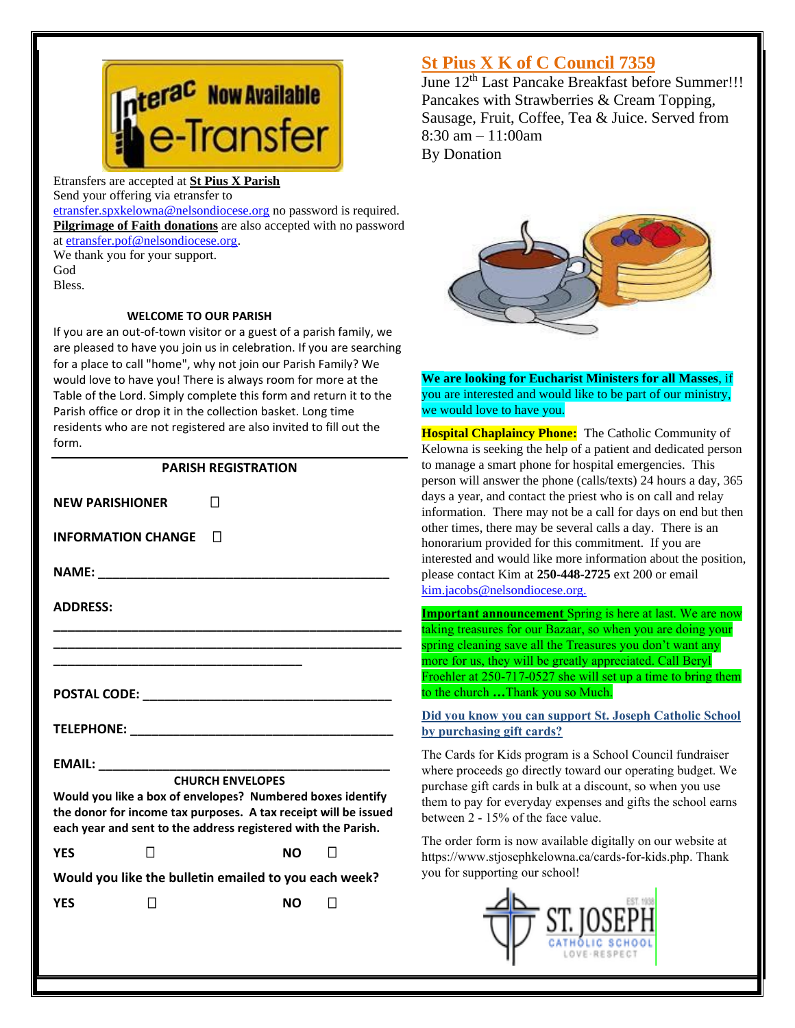Etransfers are accepted at **St Pius X Parish**
Send your offering via etransfer to
etransfer.spxkelowna@nelsondiocese.org no password is required.
**Pilgrimage of Faith donations** are also accepted with no password at etransfer.pof@nelsondiocese.org.
We thank you for your support.
God
Bless.

**WELCOME TO OUR PARISH**

If you are an out-of-town visitor or a guest of a parish family, we are pleased to have you join us in celebration. If you are searching for a place to call "home", why not join our Parish Family? We would love to have you! There is always room for more at the Table of the Lord. Simply complete this form and return it to the Parish office or drop it in the collection basket. Long time residents who are not registered are also invited to fill out the form.

**PARISH REGISTRATION**

**NEW PARISHIONER** ☐

**INFORMATION CHANGE** ☐

**NAME:** ________________________________________

**ADDRESS:**
________________________________________________
________________________________________________
__________________________________

**POSTAL CODE:** ________________________________

**TELEPHONE:** __________________________________

**EMAIL:** ______________________________________

**CHURCH ENVELOPES**

**Would you like a box of envelopes? Numbered boxes identify the donor for income tax purposes. A tax receipt will be issued each year and sent to the address registered with the Parish.**

**YES** ☐ **NO** ☐

**Would you like the bulletin emailed to you each week?**

**YES** ☐ **NO** ☐

## St Pius X K of C Council 7359

June 12th Last Pancake Breakfast before Summer!!! Pancakes with Strawberries & Cream Topping, Sausage, Fruit, Coffee, Tea & Juice. Served from 8:30 am – 11:00am
By Donation

**We are looking for Eucharist Ministers for all Masses**, if you are interested and would like to be part of our ministry, we would love to have you.

**Hospital Chaplaincy Phone:** The Catholic Community of Kelowna is seeking the help of a patient and dedicated person to manage a smart phone for hospital emergencies. This person will answer the phone (calls/texts) 24 hours a day, 365 days a year, and contact the priest who is on call and relay information. There may not be a call for days on end but then other times, there may be several calls a day. There is an honorarium provided for this commitment. If you are interested and would like more information about the position, please contact Kim at **250-448-2725** ext 200 or email kim.jacobs@nelsondiocese.org.

**Important announcement** Spring is here at last. We are now taking treasures for our Bazaar, so when you are doing your spring cleaning save all the Treasures you don't want any more for us, they will be greatly appreciated. Call Beryl Froehler at 250-717-0527 she will set up a time to bring them to the church **…**Thank you so Much.

**Did you know you can support St. Joseph Catholic School by purchasing gift cards?**

The Cards for Kids program is a School Council fundraiser where proceeds go directly toward our operating budget. We purchase gift cards in bulk at a discount, so when you use them to pay for everyday expenses and gifts the school earns between 2 - 15% of the face value.

The order form is now available digitally on our website at https://www.stjosephkelowna.ca/cards-for-kids.php. Thank you for supporting our school!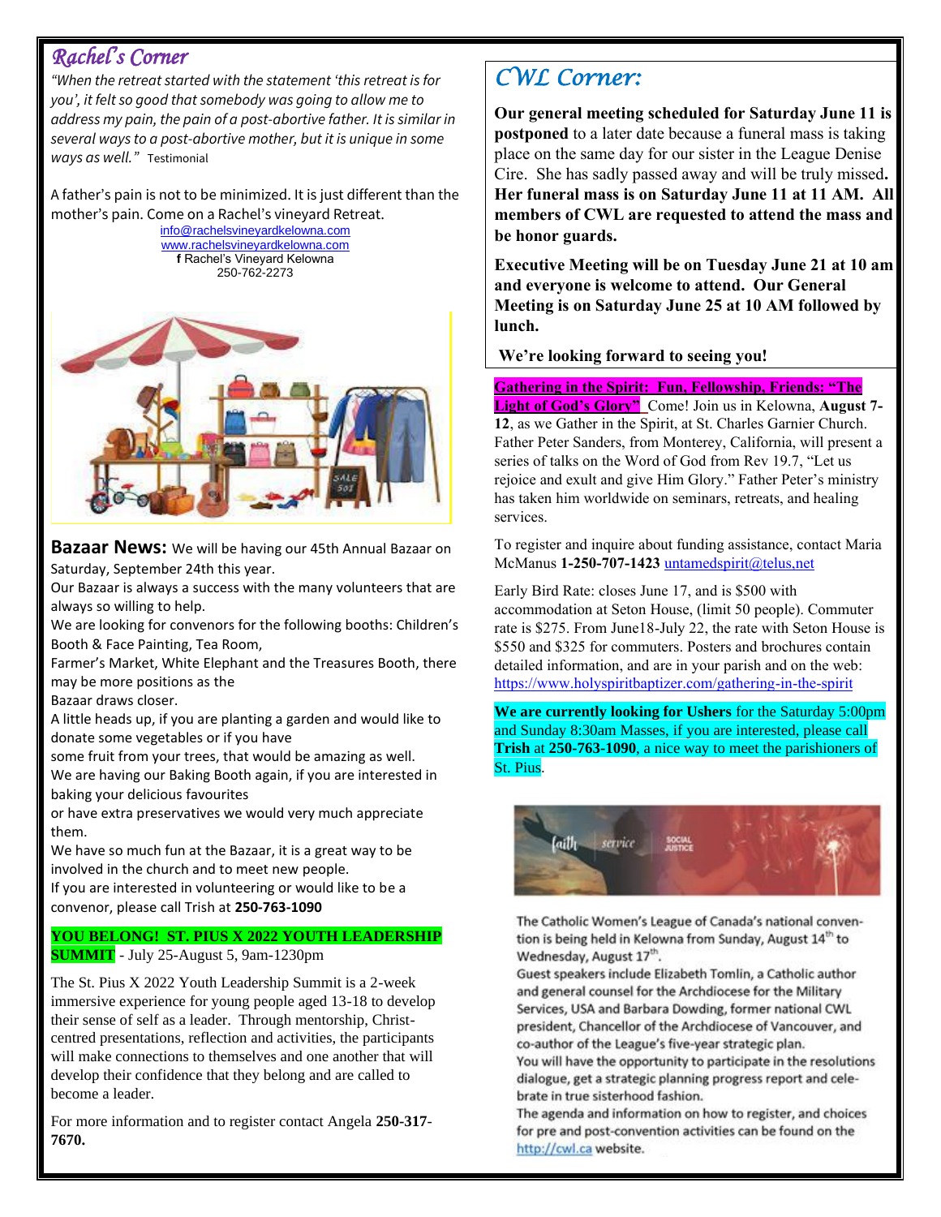## *Rachel's Corner*

*"When the retreat started with the statement 'this retreat is for you', it felt so good that somebody was going to allow me to address my pain, the pain of a post-abortive father. It is similar in several ways to a post-abortive mother, but it is unique in some ways as well."* Testimonial

A father's pain is not to be minimized. It is just different than the mother's pain. Come on a Rachel's vineyard Retreat.

info@rachelsvineyardkelowna.com
www.rachelsvineyardkelowna.com
**f** Rachel's Vineyard Kelowna
250-762-2273

**Bazaar News:** We will be having our 45th Annual Bazaar on Saturday, September 24th this year.

Our Bazaar is always a success with the many volunteers that are always so willing to help.

We are looking for convenors for the following booths: Children's Booth & Face Painting, Tea Room,

Farmer's Market, White Elephant and the Treasures Booth, there may be more positions as the

Bazaar draws closer.

A little heads up, if you are planting a garden and would like to donate some vegetables or if you have

some fruit from your trees, that would be amazing as well.

We are having our Baking Booth again, if you are interested in baking your delicious favourites

or have extra preservatives we would very much appreciate them.

We have so much fun at the Bazaar, it is a great way to be involved in the church and to meet new people.

If you are interested in volunteering or would like to be a convenor, please call Trish at **250-763-1090**

**YOU BELONG! ST. PIUS X 2022 YOUTH LEADERSHIP SUMMIT** - July 25-August 5, 9am-1230pm

The St. Pius X 2022 Youth Leadership Summit is a 2-week immersive experience for young people aged 13-18 to develop their sense of self as a leader. Through mentorship, Christ-centred presentations, reflection and activities, the participants will make connections to themselves and one another that will develop their confidence that they belong and are called to become a leader.

For more information and to register contact Angela **250-317-7670.**

## *CWL Corner:*

**Our general meeting scheduled for Saturday June 11 is postponed** to a later date because a funeral mass is taking place on the same day for our sister in the League Denise Cire. She has sadly passed away and will be truly missed**. Her funeral mass is on Saturday June 11 at 11 AM. All members of CWL are requested to attend the mass and be honor guards.**

**Executive Meeting will be on Tuesday June 21 at 10 am and everyone is welcome to attend. Our General Meeting is on Saturday June 25 at 10 AM followed by lunch.**

**We're looking forward to seeing you!**

**Gathering in the Spirit: Fun, Fellowship, Friends: "The Light of God's Glory"** Come! Join us in Kelowna, **August 7-12**, as we Gather in the Spirit, at St. Charles Garnier Church. Father Peter Sanders, from Monterey, California, will present a series of talks on the Word of God from Rev 19.7, "Let us rejoice and exult and give Him Glory." Father Peter's ministry has taken him worldwide on seminars, retreats, and healing services.

To register and inquire about funding assistance, contact Maria McManus **1-250-707-1423** untamedspirit@telus,net

Early Bird Rate: closes June 17, and is $500 with accommodation at Seton House, (limit 50 people). Commuter rate is $275. From June18-July 22, the rate with Seton House is $550 and $325 for commuters. Posters and brochures contain detailed information, and are in your parish and on the web: https://www.holyspiritbaptizer.com/gathering-in-the-spirit

**We are currently looking for Ushers** for the Saturday 5:00pm and Sunday 8:30am Masses, if you are interested, please call **Trish** at **250-763-1090**, a nice way to meet the parishioners of St. Pius.

The Catholic Women's League of Canada's national convention is being held in Kelowna from Sunday, August 14th to Wednesday, August 17th.

Guest speakers include Elizabeth Tomlin, a Catholic author and general counsel for the Archdiocese for the Military Services, USA and Barbara Dowding, former national CWL president, Chancellor of the Archdiocese of Vancouver, and co-author of the League's five-year strategic plan.

You will have the opportunity to participate in the resolutions dialogue, get a strategic planning progress report and celebrate in true sisterhood fashion.

The agenda and information on how to register, and choices for pre and post-convention activities can be found on the http://cwl.ca website.